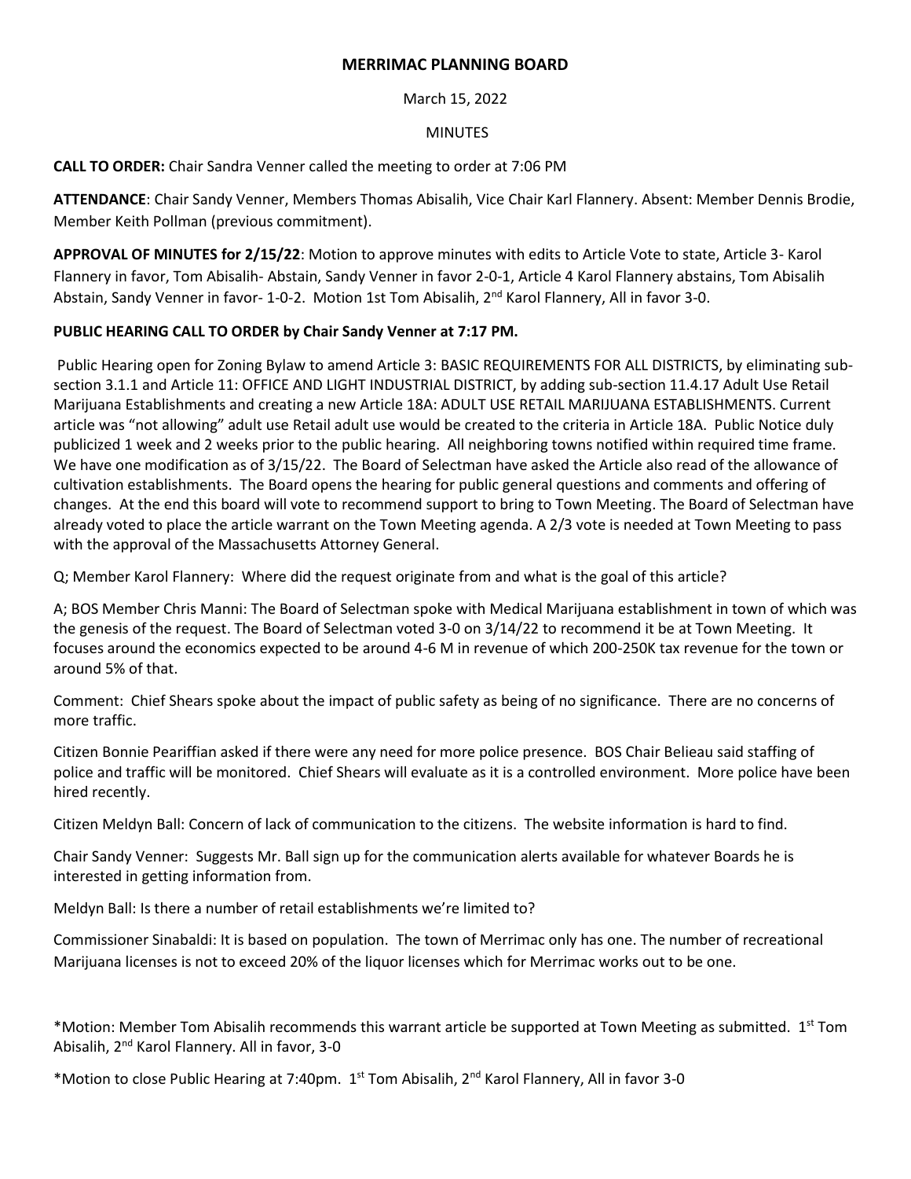# MERRIMAC PLANNING BOARD

March 15, 2022

MINUTES

**CALL TO ORDER:** Chair Sandra Venner called the meeting to order at 7:06 PM

**ATTENDANCE**: Chair Sandy Venner, Members Thomas Abisalih, Vice Chair Karl Flannery. Absent: Member Dennis Brodie, Member Keith Pollman (previous commitment).

**APPROVAL OF MINUTES for 2/15/22**: Motion to approve minutes with edits to Article Vote to state, Article 3- Karol Flannery in favor, Tom Abisalih- Abstain, Sandy Venner in favor 2-0-1, Article 4 Karol Flannery abstains, Tom Abisalih Abstain, Sandy Venner in favor- 1-0-2. Motion 1st Tom Abisalih, 2nd Karol Flannery, All in favor 3-0.

**PUBLIC HEARING CALL TO ORDER by Chair Sandy Venner at 7:17 PM.**

Public Hearing open for Zoning Bylaw to amend Article 3: BASIC REQUIREMENTS FOR ALL DISTRICTS, by eliminating sub-section 3.1.1 and Article 11: OFFICE AND LIGHT INDUSTRIAL DISTRICT, by adding sub-section 11.4.17 Adult Use Retail Marijuana Establishments and creating a new Article 18A: ADULT USE RETAIL MARIJUANA ESTABLISHMENTS. Current article was "not allowing" adult use Retail adult use would be created to the criteria in Article 18A. Public Notice duly publicized 1 week and 2 weeks prior to the public hearing. All neighboring towns notified within required time frame. We have one modification as of 3/15/22. The Board of Selectman have asked the Article also read of the allowance of cultivation establishments. The Board opens the hearing for public general questions and comments and offering of changes. At the end this board will vote to recommend support to bring to Town Meeting. The Board of Selectman have already voted to place the article warrant on the Town Meeting agenda. A 2/3 vote is needed at Town Meeting to pass with the approval of the Massachusetts Attorney General.

Q; Member Karol Flannery: Where did the request originate from and what is the goal of this article?

A; BOS Member Chris Manni: The Board of Selectman spoke with Medical Marijuana establishment in town of which was the genesis of the request. The Board of Selectman voted 3-0 on 3/14/22 to recommend it be at Town Meeting. It focuses around the economics expected to be around 4-6 M in revenue of which 200-250K tax revenue for the town or around 5% of that.

Comment: Chief Shears spoke about the impact of public safety as being of no significance. There are no concerns of more traffic.

Citizen Bonnie Peariffian asked if there were any need for more police presence. BOS Chair Belieau said staffing of police and traffic will be monitored. Chief Shears will evaluate as it is a controlled environment. More police have been hired recently.

Citizen Meldyn Ball: Concern of lack of communication to the citizens. The website information is hard to find.

Chair Sandy Venner: Suggests Mr. Ball sign up for the communication alerts available for whatever Boards he is interested in getting information from.

Meldyn Ball: Is there a number of retail establishments we're limited to?

Commissioner Sinabaldi: It is based on population. The town of Merrimac only has one. The number of recreational Marijuana licenses is not to exceed 20% of the liquor licenses which for Merrimac works out to be one.

*Motion: Member Tom Abisalih recommends this warrant article be supported at Town Meeting as submitted. 1st Tom Abisalih, 2nd Karol Flannery. All in favor, 3-0

*Motion to close Public Hearing at 7:40pm. 1st Tom Abisalih, 2nd Karol Flannery, All in favor 3-0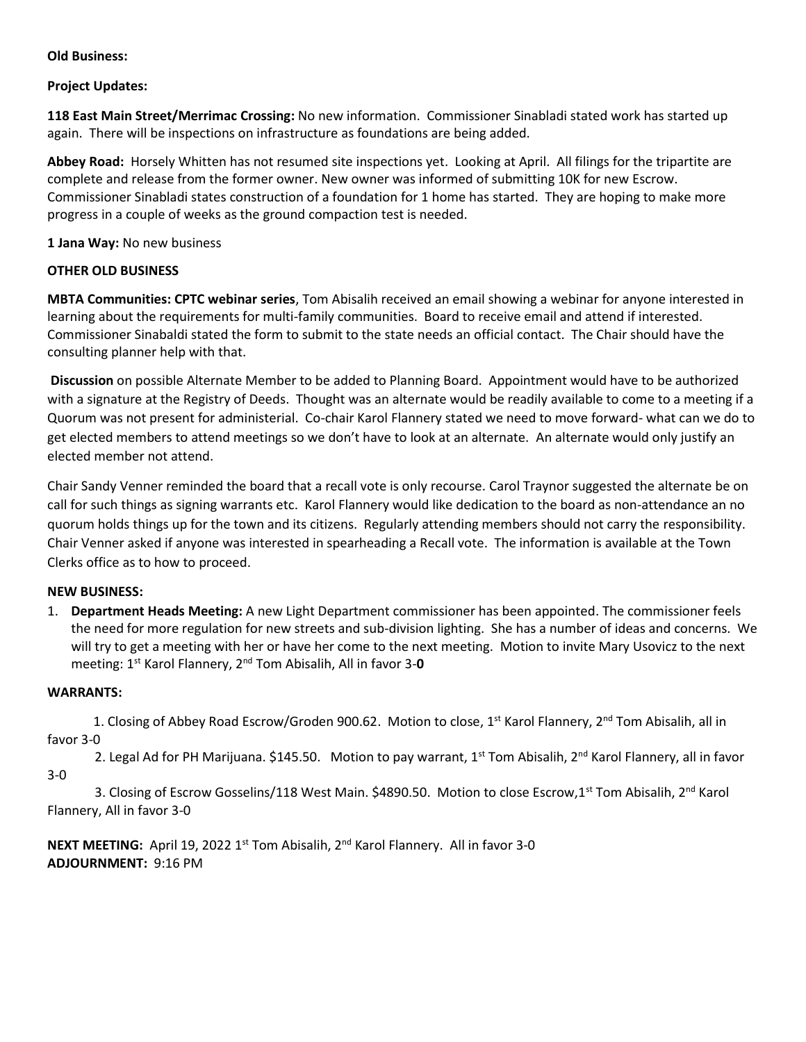**Old Business:**

**Project Updates:**

**118 East Main Street/Merrimac Crossing:** No new information. Commissioner Sinabladi stated work has started up again. There will be inspections on infrastructure as foundations are being added.

**Abbey Road:** Horsely Whitten has not resumed site inspections yet. Looking at April. All filings for the tripartite are complete and release from the former owner. New owner was informed of submitting 10K for new Escrow. Commissioner Sinabladi states construction of a foundation for 1 home has started. They are hoping to make more progress in a couple of weeks as the ground compaction test is needed.

**1 Jana Way:** No new business

**OTHER OLD BUSINESS**

**MBTA Communities: CPTC webinar series**, Tom Abisalih received an email showing a webinar for anyone interested in learning about the requirements for multi-family communities. Board to receive email and attend if interested. Commissioner Sinabaldi stated the form to submit to the state needs an official contact. The Chair should have the consulting planner help with that.

**Discussion** on possible Alternate Member to be added to Planning Board. Appointment would have to be authorized with a signature at the Registry of Deeds. Thought was an alternate would be readily available to come to a meeting if a Quorum was not present for administerial. Co-chair Karol Flannery stated we need to move forward- what can we do to get elected members to attend meetings so we don't have to look at an alternate. An alternate would only justify an elected member not attend.

Chair Sandy Venner reminded the board that a recall vote is only recourse. Carol Traynor suggested the alternate be on call for such things as signing warrants etc. Karol Flannery would like dedication to the board as non-attendance an no quorum holds things up for the town and its citizens. Regularly attending members should not carry the responsibility. Chair Venner asked if anyone was interested in spearheading a Recall vote. The information is available at the Town Clerks office as to how to proceed.

**NEW BUSINESS:**

1. **Department Heads Meeting:** A new Light Department commissioner has been appointed. The commissioner feels the need for more regulation for new streets and sub-division lighting. She has a number of ideas and concerns. We will try to get a meeting with her or have her come to the next meeting. Motion to invite Mary Usovicz to the next meeting: 1st Karol Flannery, 2nd Tom Abisalih, All in favor 3-**0**

**WARRANTS:**

1. Closing of Abbey Road Escrow/Groden 900.62. Motion to close, 1st Karol Flannery, 2nd Tom Abisalih, all in favor 3-0
2. Legal Ad for PH Marijuana. $145.50. Motion to pay warrant, 1st Tom Abisalih, 2nd Karol Flannery, all in favor 3-0
3. Closing of Escrow Gosselins/118 West Main. $4890.50. Motion to close Escrow,1st Tom Abisalih, 2nd Karol Flannery, All in favor 3-0

**NEXT MEETING:** April 19, 2022 1st Tom Abisalih, 2nd Karol Flannery. All in favor 3-0
**ADJOURNMENT:** 9:16 PM